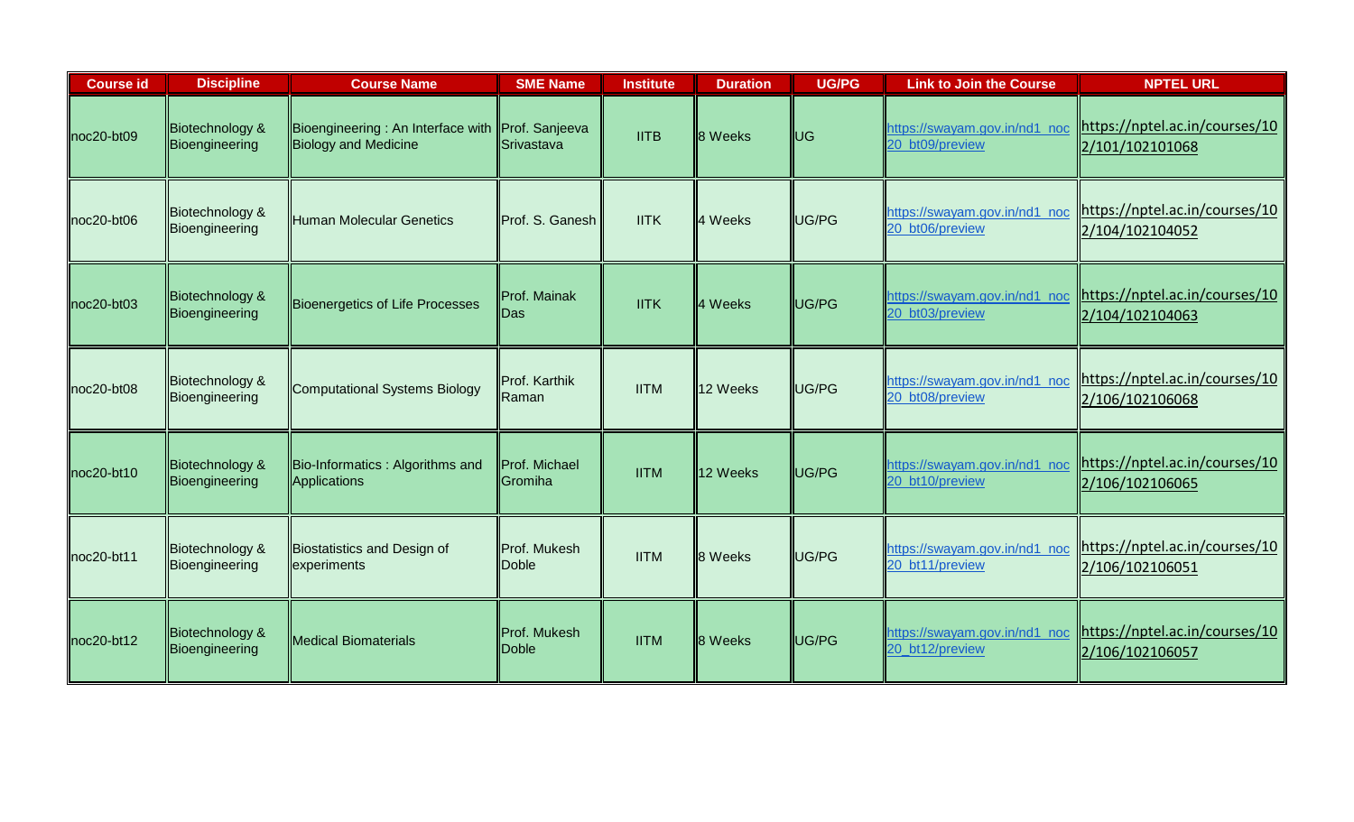| Course id | Discipline | Course Name | SME Name | Institute | Duration | UG/PG | Link to Join the Course | NPTEL URL |
|---|---|---|---|---|---|---|---|---|
| noc20-bt09 | Biotechnology & Bioengineering | Bioengineering : An Interface with Biology and Medicine | Prof. Sanjeeva Srivastava | IITB | 8 Weeks | UG | https://swayam.gov.in/nd1_noc20_bt09/preview | https://nptel.ac.in/courses/102/101/102101068 |
| noc20-bt06 | Biotechnology & Bioengineering | Human Molecular Genetics | Prof. S. Ganesh | IITK | 4 Weeks | UG/PG | https://swayam.gov.in/nd1_noc20_bt06/preview | https://nptel.ac.in/courses/102/104/102104052 |
| noc20-bt03 | Biotechnology & Bioengineering | Bioenergetics of Life Processes | Prof. Mainak Das | IITK | 4 Weeks | UG/PG | https://swayam.gov.in/nd1_noc20_bt03/preview | https://nptel.ac.in/courses/102/104/102104063 |
| noc20-bt08 | Biotechnology & Bioengineering | Computational Systems Biology | Prof. Karthik Raman | IITM | 12 Weeks | UG/PG | https://swayam.gov.in/nd1_noc20_bt08/preview | https://nptel.ac.in/courses/102/106/102106068 |
| noc20-bt10 | Biotechnology & Bioengineering | Bio-Informatics : Algorithms and Applications | Prof. Michael Gromiha | IITM | 12 Weeks | UG/PG | https://swayam.gov.in/nd1_noc20_bt10/preview | https://nptel.ac.in/courses/102/106/102106065 |
| noc20-bt11 | Biotechnology & Bioengineering | Biostatistics and Design of experiments | Prof. Mukesh Doble | IITM | 8 Weeks | UG/PG | https://swayam.gov.in/nd1_noc20_bt11/preview | https://nptel.ac.in/courses/102/106/102106051 |
| noc20-bt12 | Biotechnology & Bioengineering | Medical Biomaterials | Prof. Mukesh Doble | IITM | 8 Weeks | UG/PG | https://swayam.gov.in/nd1_noc20_bt12/preview | https://nptel.ac.in/courses/102/106/102106057 |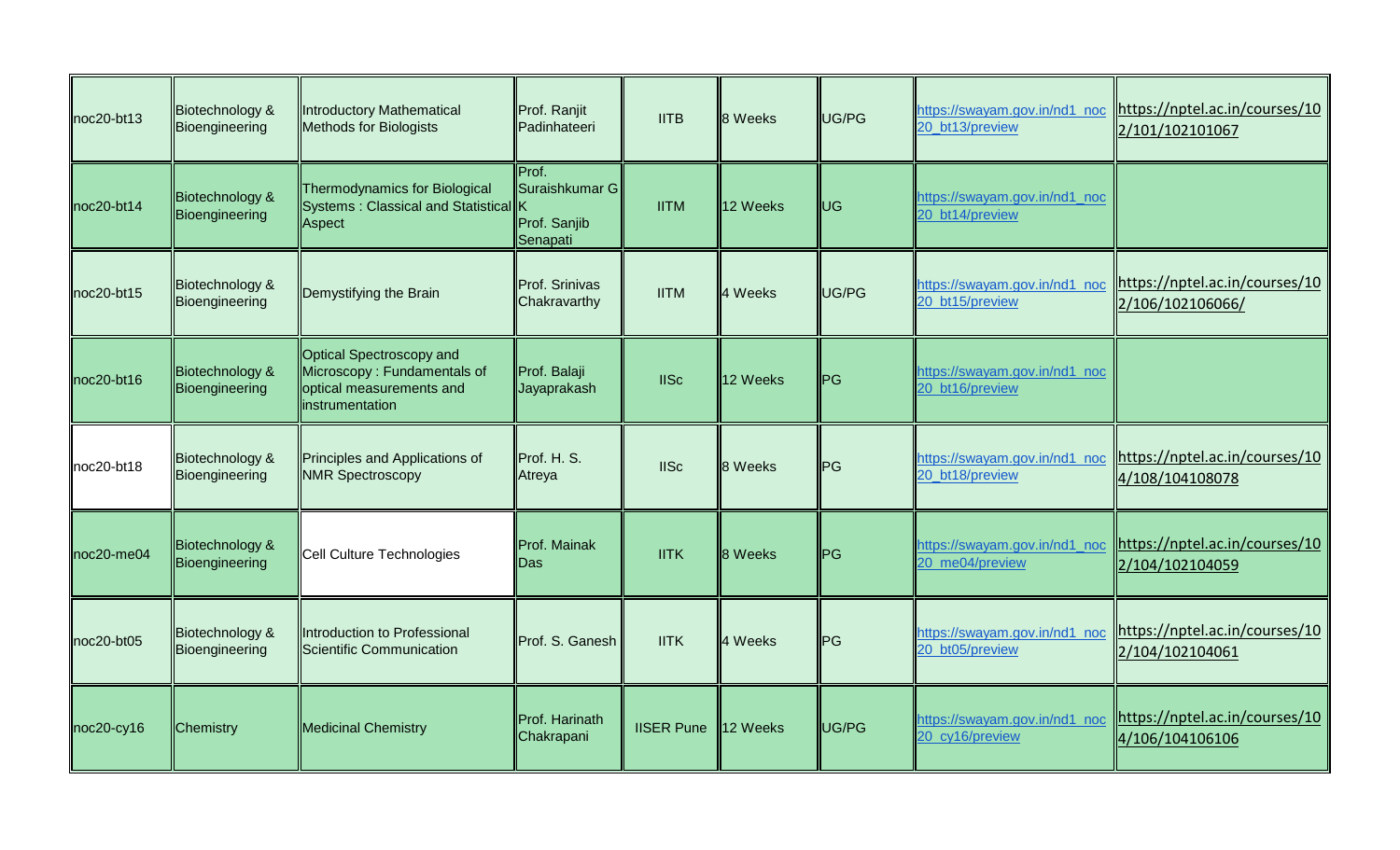| noc20-bt13 | Biotechnology & Bioengineering | Introductory Mathematical Methods for Biologists | Prof. Ranjit Padinhateeri | IITB | 8 Weeks | UG/PG | https://swayam.gov.in/nd1_noc20_bt13/preview | https://nptel.ac.in/courses/102/101/102101067 |
|---|---|---|---|---|---|---|---|---|
| noc20-bt14 | Biotechnology & Bioengineering | Thermodynamics for Biological Systems : Classical and Statistical Aspect | Prof. Suraishkumar G K Prof. Sanjib Senapati | IITM | 12 Weeks | UG | https://swayam.gov.in/nd1_noc20_bt14/preview | |
| noc20-bt15 | Biotechnology & Bioengineering | Demystifying the Brain | Prof. Srinivas Chakravarthy | IITM | 4 Weeks | UG/PG | https://swayam.gov.in/nd1_noc20_bt15/preview | https://nptel.ac.in/courses/102/106/102106066/ |
| noc20-bt16 | Biotechnology & Bioengineering | Optical Spectroscopy and Microscopy : Fundamentals of optical measurements and instrumentation | Prof. Balaji Jayaprakash | IISc | 12 Weeks | PG | https://swayam.gov.in/nd1_noc20_bt16/preview | |
| noc20-bt18 | Biotechnology & Bioengineering | Principles and Applications of NMR Spectroscopy | Prof. H. S. Atreya | IISc | 8 Weeks | PG | https://swayam.gov.in/nd1_noc20_bt18/preview | https://nptel.ac.in/courses/104/108/104108078 |
| noc20-me04 | Biotechnology & Bioengineering | Cell Culture Technologies | Prof. Mainak Das | IITK | 8 Weeks | PG | https://swayam.gov.in/nd1_noc20_me04/preview | https://nptel.ac.in/courses/102/104/102104059 |
| noc20-bt05 | Biotechnology & Bioengineering | Introduction to Professional Scientific Communication | Prof. S. Ganesh | IITK | 4 Weeks | PG | https://swayam.gov.in/nd1_noc20_bt05/preview | https://nptel.ac.in/courses/102/104/102104061 |
| noc20-cy16 | Chemistry | Medicinal Chemistry | Prof. Harinath Chakrapani | IISER Pune | 12 Weeks | UG/PG | https://swayam.gov.in/nd1_noc20_cy16/preview | https://nptel.ac.in/courses/104/106/104106106 |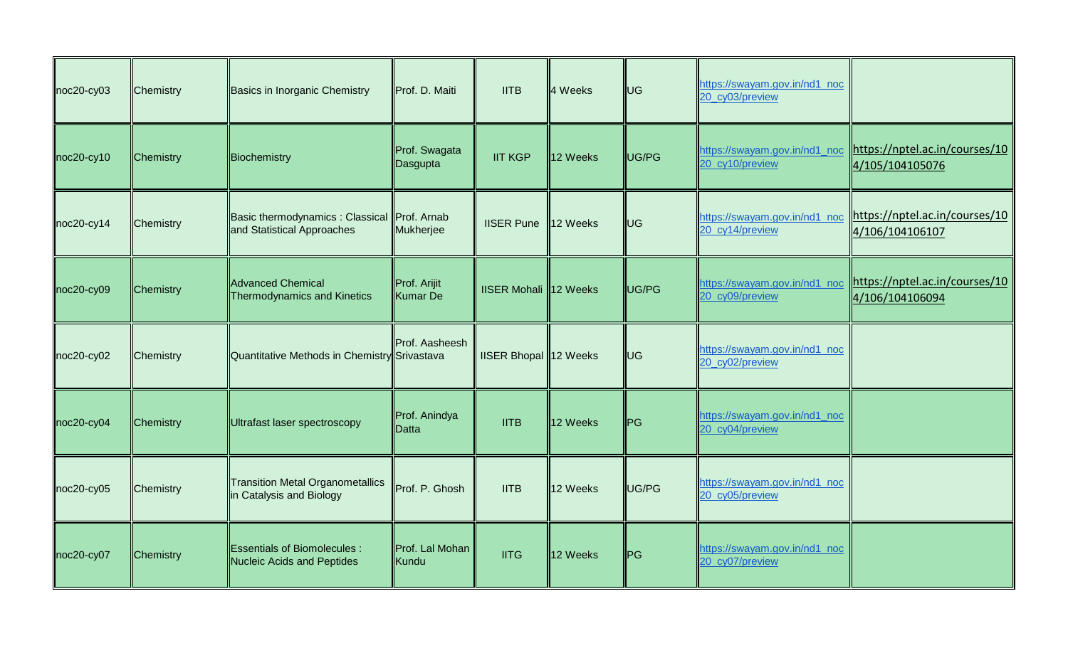| | | | | | | | | |
|---|---|---|---|---|---|---|---|---|
| noc20-cy03 | Chemistry | Basics in Inorganic Chemistry | Prof. D. Maiti | IITB | 4 Weeks | UG | https://swayam.gov.in/nd1_noc20_cy03/preview | |
| noc20-cy10 | Chemistry | Biochemistry | Prof. Swagata Dasgupta | IIT KGP | 12 Weeks | UG/PG | https://swayam.gov.in/nd1_noc20_cy10/preview | https://nptel.ac.in/courses/104/105/104105076 |
| noc20-cy14 | Chemistry | Basic thermodynamics : Classical and Statistical Approaches | Prof. Arnab Mukherjee | IISER Pune | 12 Weeks | UG | https://swayam.gov.in/nd1_noc20_cy14/preview | https://nptel.ac.in/courses/104/106/104106107 |
| noc20-cy09 | Chemistry | Advanced Chemical Thermodynamics and Kinetics | Prof. Arijit Kumar De | IISER Mohali | 12 Weeks | UG/PG | https://swayam.gov.in/nd1_noc20_cy09/preview | https://nptel.ac.in/courses/104/106/104106094 |
| noc20-cy02 | Chemistry | Quantitative Methods in Chemistry | Prof. Aasheesh Srivastava | IISER Bhopal | 12 Weeks | UG | https://swayam.gov.in/nd1_noc20_cy02/preview | |
| noc20-cy04 | Chemistry | Ultrafast laser spectroscopy | Prof. Anindya Datta | IITB | 12 Weeks | PG | https://swayam.gov.in/nd1_noc20_cy04/preview | |
| noc20-cy05 | Chemistry | Transition Metal Organometallics in Catalysis and Biology | Prof. P. Ghosh | IITB | 12 Weeks | UG/PG | https://swayam.gov.in/nd1_noc20_cy05/preview | |
| noc20-cy07 | Chemistry | Essentials of Biomolecules : Nucleic Acids and Peptides | Prof. Lal Mohan Kundu | IITG | 12 Weeks | PG | https://swayam.gov.in/nd1_noc20_cy07/preview | |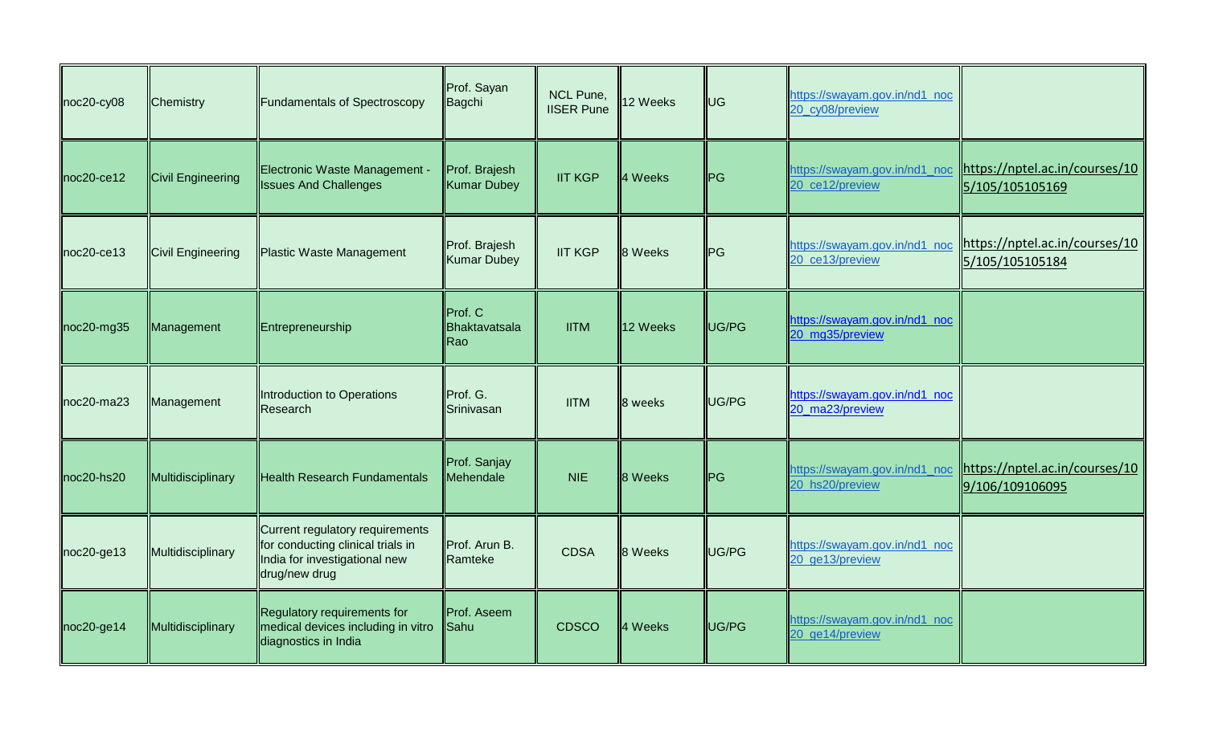| | | | | | | | | |
|---|---|---|---|---|---|---|---|---|
| noc20-cy08 | Chemistry | Fundamentals of Spectroscopy | Prof. Sayan Bagchi | NCL Pune, IISER Pune | 12 Weeks | UG | https://swayam.gov.in/nd1_noc20_cy08/preview | |
| noc20-ce12 | Civil Engineering | Electronic Waste Management - Issues And Challenges | Prof. Brajesh Kumar Dubey | IIT KGP | 4 Weeks | PG | https://swayam.gov.in/nd1_noc20_ce12/preview | https://nptel.ac.in/courses/105/105/105105169 |
| noc20-ce13 | Civil Engineering | Plastic Waste Management | Prof. Brajesh Kumar Dubey | IIT KGP | 8 Weeks | PG | https://swayam.gov.in/nd1_noc20_ce13/preview | https://nptel.ac.in/courses/105/105/105105184 |
| noc20-mg35 | Management | Entrepreneurship | Prof. C Bhaktavatsala Rao | IITM | 12 Weeks | UG/PG | https://swayam.gov.in/nd1_noc20_mg35/preview | |
| noc20-ma23 | Management | Introduction to Operations Research | Prof. G. Srinivasan | IITM | 8 weeks | UG/PG | https://swayam.gov.in/nd1_noc20_ma23/preview | |
| noc20-hs20 | Multidisciplinary | Health Research Fundamentals | Prof. Sanjay Mehendale | NIE | 8 Weeks | PG | https://swayam.gov.in/nd1_noc20_hs20/preview | https://nptel.ac.in/courses/109/106/109106095 |
| noc20-ge13 | Multidisciplinary | Current regulatory requirements for conducting clinical trials in India for investigational new drug/new drug | Prof. Arun B. Ramteke | CDSA | 8 Weeks | UG/PG | https://swayam.gov.in/nd1_noc20_ge13/preview | |
| noc20-ge14 | Multidisciplinary | Regulatory requirements for medical devices including in vitro diagnostics in India | Prof. Aseem Sahu | CDSCO | 4 Weeks | UG/PG | https://swayam.gov.in/nd1_noc20_ge14/preview | |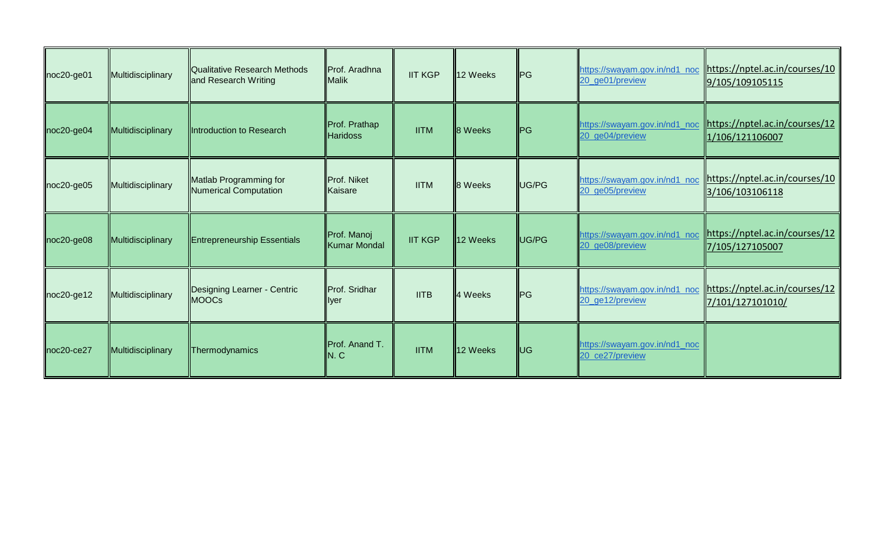| | | | | | | | | |
|---|---|---|---|---|---|---|---|---|
| noc20-ge01 | Multidisciplinary | Qualitative Research Methods and Research Writing | Prof. Aradhna Malik | IIT KGP | 12 Weeks | PG | https://swayam.gov.in/nd1_noc20_ge01/preview | https://nptel.ac.in/courses/109/105/109105115 |
| noc20-ge04 | Multidisciplinary | Introduction to Research | Prof. Prathap Haridoss | IITM | 8 Weeks | PG | https://swayam.gov.in/nd1_noc20_ge04/preview | https://nptel.ac.in/courses/121/106/121106007 |
| noc20-ge05 | Multidisciplinary | Matlab Programming for Numerical Computation | Prof. Niket Kaisare | IITM | 8 Weeks | UG/PG | https://swayam.gov.in/nd1_noc20_ge05/preview | https://nptel.ac.in/courses/103/106/103106118 |
| noc20-ge08 | Multidisciplinary | Entrepreneurship Essentials | Prof. Manoj Kumar Mondal | IIT KGP | 12 Weeks | UG/PG | https://swayam.gov.in/nd1_noc20_ge08/preview | https://nptel.ac.in/courses/127/105/127105007 |
| noc20-ge12 | Multidisciplinary | Designing Learner - Centric MOOCs | Prof. Sridhar Iyer | IITB | 4 Weeks | PG | https://swayam.gov.in/nd1_noc20_ge12/preview | https://nptel.ac.in/courses/127/101/127101010/ |
| noc20-ce27 | Multidisciplinary | Thermodynamics | Prof. Anand T. N. C | IITM | 12 Weeks | UG | https://swayam.gov.in/nd1_noc20_ce27/preview | |